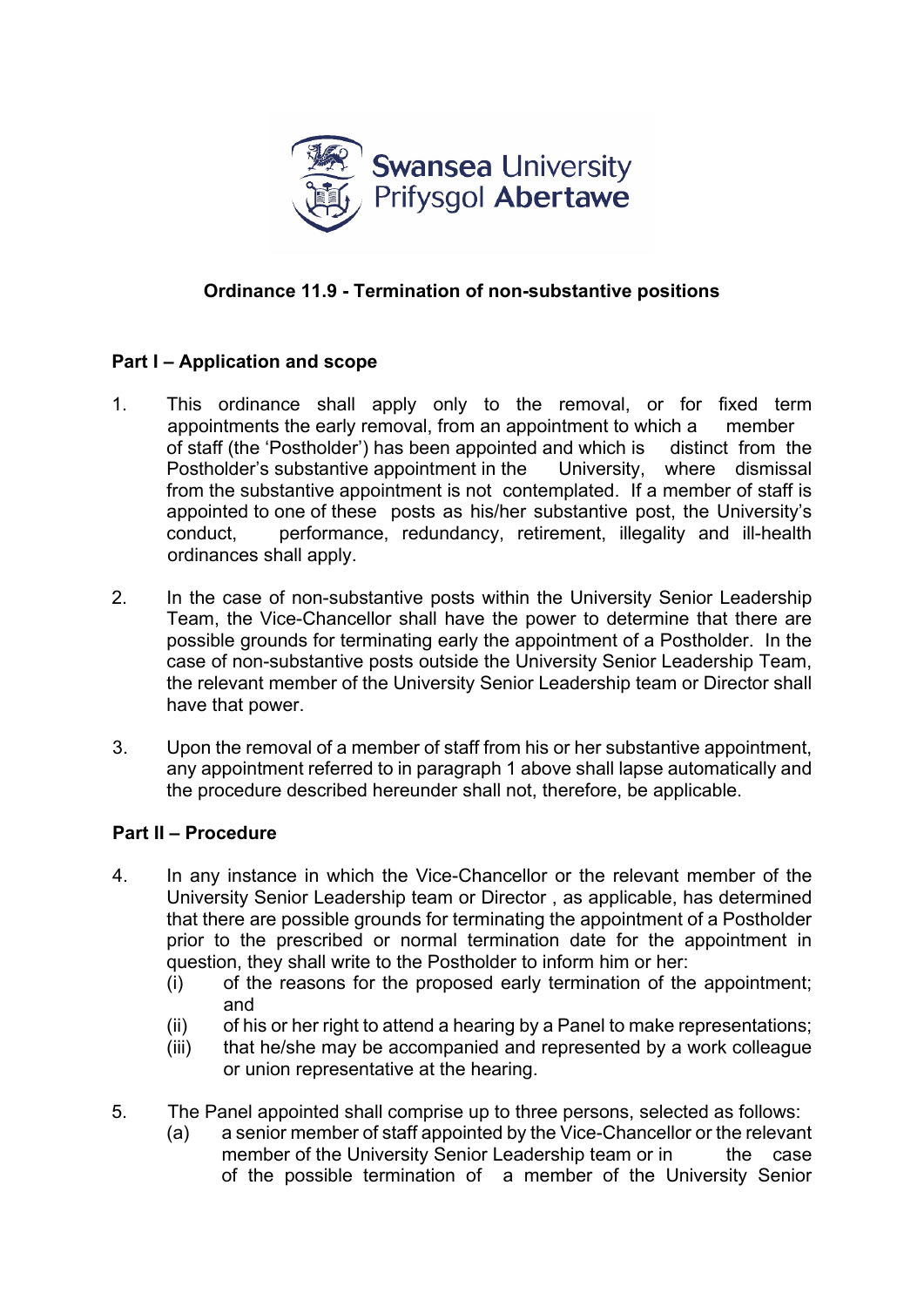## Ordinance 11.9 - Termination of non-substantive positions

### Part I – Application and scope

1. This ordinance shall apply only to the removal, or for fixed term appointments the early removal, from an appointment to which a member of staff (the 'Postholder') has been appointed and which is distinct from the Postholder's substantive appointment in the University, where dismissal from the substantive appointment is not contemplated. If a member of staff is appointed to one of these posts as his/her substantive post, the University's conduct, performance, redundancy, retirement, illegality and ill-health ordinances shall apply.

2. In the case of non-substantive posts within the University Senior Leadership Team, the Vice-Chancellor shall have the power to determine that there are possible grounds for terminating early the appointment of a Postholder. In the case of non-substantive posts outside the University Senior Leadership Team, the relevant member of the University Senior Leadership team or Director shall have that power.

3. Upon the removal of a member of staff from his or her substantive appointment, any appointment referred to in paragraph 1 above shall lapse automatically and the procedure described hereunder shall not, therefore, be applicable.

### Part II – Procedure

4. In any instance in which the Vice-Chancellor or the relevant member of the University Senior Leadership team or Director , as applicable, has determined that there are possible grounds for terminating the appointment of a Postholder prior to the prescribed or normal termination date for the appointment in question, they shall write to the Postholder to inform him or her:
   - (i) of the reasons for the proposed early termination of the appointment; and
   - (ii) of his or her right to attend a hearing by a Panel to make representations;
   - (iii) that he/she may be accompanied and represented by a work colleague or union representative at the hearing.

5. The Panel appointed shall comprise up to three persons, selected as follows:
   - (a) a senior member of staff appointed by the Vice-Chancellor or the relevant member of the University Senior Leadership team or in the case of the possible termination of a member of the University Senior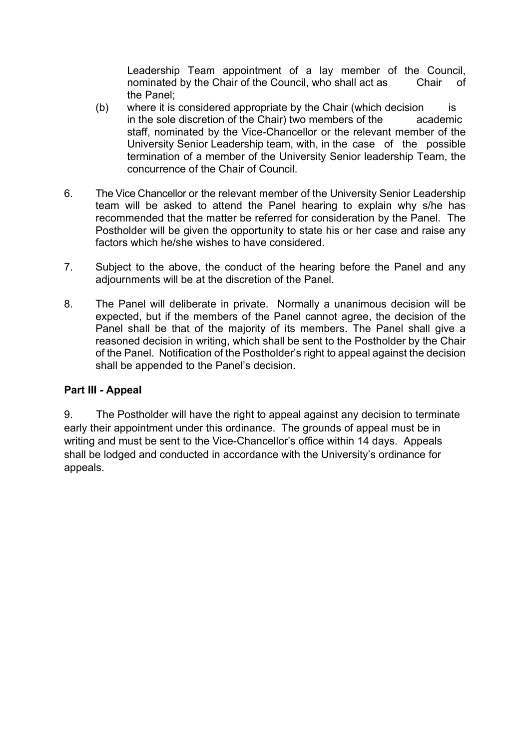Leadership Team appointment of a lay member of the Council, nominated by the Chair of the Council, who shall act as Chair of the Panel;

(b) where it is considered appropriate by the Chair (which decision is in the sole discretion of the Chair) two members of the academic staff, nominated by the Vice-Chancellor or the relevant member of the University Senior Leadership team, with, in the case of the possible termination of a member of the University Senior leadership Team, the concurrence of the Chair of Council.

6. The Vice Chancellor or the relevant member of the University Senior Leadership team will be asked to attend the Panel hearing to explain why s/he has recommended that the matter be referred for consideration by the Panel. The Postholder will be given the opportunity to state his or her case and raise any factors which he/she wishes to have considered.

7. Subject to the above, the conduct of the hearing before the Panel and any adjournments will be at the discretion of the Panel.

8. The Panel will deliberate in private. Normally a unanimous decision will be expected, but if the members of the Panel cannot agree, the decision of the Panel shall be that of the majority of its members. The Panel shall give a reasoned decision in writing, which shall be sent to the Postholder by the Chair of the Panel. Notification of the Postholder's right to appeal against the decision shall be appended to the Panel's decision.

**Part III - Appeal**

9. The Postholder will have the right to appeal against any decision to terminate early their appointment under this ordinance. The grounds of appeal must be in writing and must be sent to the Vice-Chancellor's office within 14 days. Appeals shall be lodged and conducted in accordance with the University's ordinance for appeals.